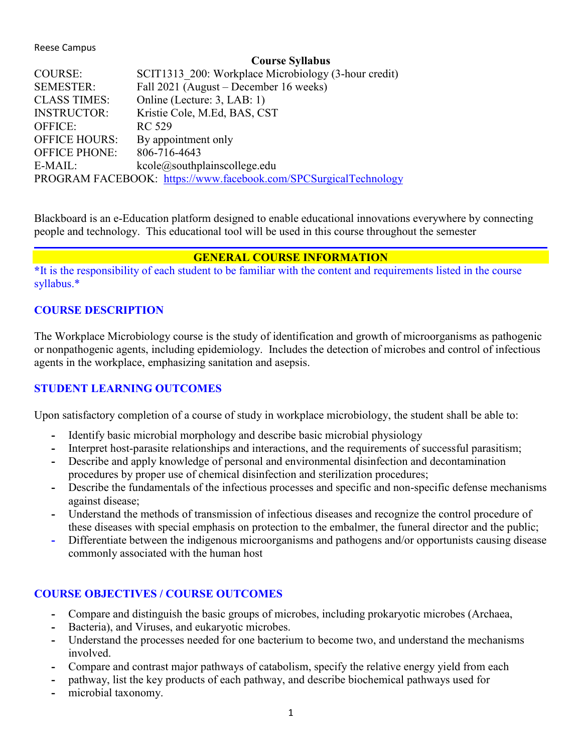Reese Campus

**Course Syllabus**

| | |
|---|---|
| COURSE: | SCIT1313_200: Workplace Microbiology (3-hour credit) |
| SEMESTER: | Fall 2021 (August – December 16 weeks) |
| CLASS TIMES: | Online (Lecture: 3, LAB: 1) |
| INSTRUCTOR: | Kristie Cole, M.Ed, BAS, CST |
| OFFICE: | RC 529 |
| OFFICE HOURS: | By appointment only |
| OFFICE PHONE: | 806-716-4643 |
| E-MAIL: | kcole@southplainscollege.edu |
| PROGRAM FACEBOOK: | https://www.facebook.com/SPCSurgicalTechnology |

Blackboard is an e-Education platform designed to enable educational innovations everywhere by connecting people and technology. This educational tool will be used in this course throughout the semester

## GENERAL COURSE INFORMATION

*It is the responsibility of each student to be familiar with the content and requirements listed in the course syllabus.*

### COURSE DESCRIPTION

The Workplace Microbiology course is the study of identification and growth of microorganisms as pathogenic or nonpathogenic agents, including epidemiology. Includes the detection of microbes and control of infectious agents in the workplace, emphasizing sanitation and asepsis.

### STUDENT LEARNING OUTCOMES

Upon satisfactory completion of a course of study in workplace microbiology, the student shall be able to:

- Identify basic microbial morphology and describe basic microbial physiology
- Interpret host-parasite relationships and interactions, and the requirements of successful parasitism;
- Describe and apply knowledge of personal and environmental disinfection and decontamination procedures by proper use of chemical disinfection and sterilization procedures;
- Describe the fundamentals of the infectious processes and specific and non-specific defense mechanisms against disease;
- Understand the methods of transmission of infectious diseases and recognize the control procedure of these diseases with special emphasis on protection to the embalmer, the funeral director and the public;
- Differentiate between the indigenous microorganisms and pathogens and/or opportunists causing disease commonly associated with the human host

### COURSE OBJECTIVES / COURSE OUTCOMES

- Compare and distinguish the basic groups of microbes, including prokaryotic microbes (Archaea,
- Bacteria), and Viruses, and eukaryotic microbes.
- Understand the processes needed for one bacterium to become two, and understand the mechanisms involved.
- Compare and contrast major pathways of catabolism, specify the relative energy yield from each
- pathway, list the key products of each pathway, and describe biochemical pathways used for
- microbial taxonomy.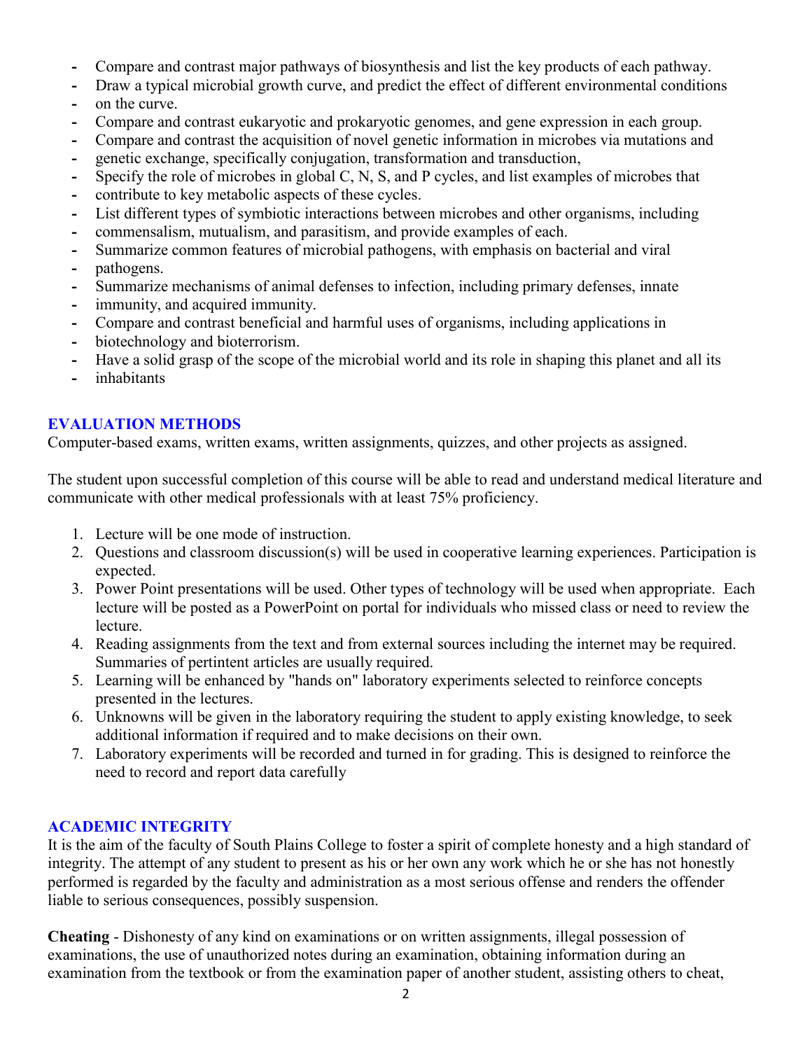- Compare and contrast major pathways of biosynthesis and list the key products of each pathway.
- Draw a typical microbial growth curve, and predict the effect of different environmental conditions
- on the curve.
- Compare and contrast eukaryotic and prokaryotic genomes, and gene expression in each group.
- Compare and contrast the acquisition of novel genetic information in microbes via mutations and
- genetic exchange, specifically conjugation, transformation and transduction,
- Specify the role of microbes in global C, N, S, and P cycles, and list examples of microbes that
- contribute to key metabolic aspects of these cycles.
- List different types of symbiotic interactions between microbes and other organisms, including
- commensalism, mutualism, and parasitism, and provide examples of each.
- Summarize common features of microbial pathogens, with emphasis on bacterial and viral
- pathogens.
- Summarize mechanisms of animal defenses to infection, including primary defenses, innate
- immunity, and acquired immunity.
- Compare and contrast beneficial and harmful uses of organisms, including applications in
- biotechnology and bioterrorism.
- Have a solid grasp of the scope of the microbial world and its role in shaping this planet and all its
- inhabitants

## EVALUATION METHODS

Computer-based exams, written exams, written assignments, quizzes, and other projects as assigned.

The student upon successful completion of this course will be able to read and understand medical literature and communicate with other medical professionals with at least 75% proficiency.

1. Lecture will be one mode of instruction.
2. Questions and classroom discussion(s) will be used in cooperative learning experiences. Participation is expected.
3. Power Point presentations will be used. Other types of technology will be used when appropriate. Each lecture will be posted as a PowerPoint on portal for individuals who missed class or need to review the lecture.
4. Reading assignments from the text and from external sources including the internet may be required. Summaries of pertintent articles are usually required.
5. Learning will be enhanced by "hands on" laboratory experiments selected to reinforce concepts presented in the lectures.
6. Unknowns will be given in the laboratory requiring the student to apply existing knowledge, to seek additional information if required and to make decisions on their own.
7. Laboratory experiments will be recorded and turned in for grading. This is designed to reinforce the need to record and report data carefully

## ACADEMIC INTEGRITY

It is the aim of the faculty of South Plains College to foster a spirit of complete honesty and a high standard of integrity. The attempt of any student to present as his or her own any work which he or she has not honestly performed is regarded by the faculty and administration as a most serious offense and renders the offender liable to serious consequences, possibly suspension.

**Cheating** - Dishonesty of any kind on examinations or on written assignments, illegal possession of examinations, the use of unauthorized notes during an examination, obtaining information during an examination from the textbook or from the examination paper of another student, assisting others to cheat,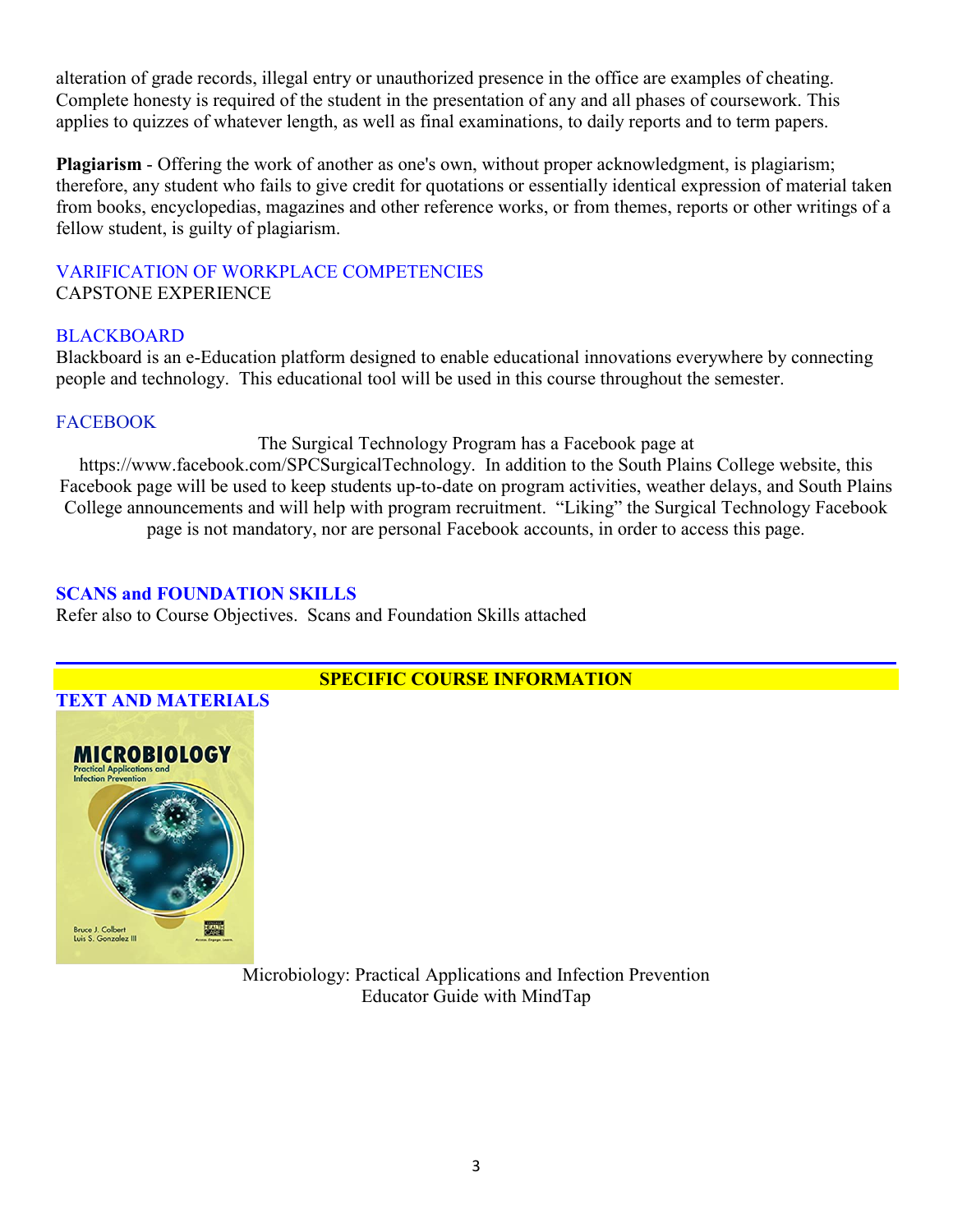alteration of grade records, illegal entry or unauthorized presence in the office are examples of cheating. Complete honesty is required of the student in the presentation of any and all phases of coursework. This applies to quizzes of whatever length, as well as final examinations, to daily reports and to term papers.

**Plagiarism** - Offering the work of another as one's own, without proper acknowledgment, is plagiarism; therefore, any student who fails to give credit for quotations or essentially identical expression of material taken from books, encyclopedias, magazines and other reference works, or from themes, reports or other writings of a fellow student, is guilty of plagiarism.

## VARIFICATION OF WORKPLACE COMPETENCIES

CAPSTONE EXPERIENCE

## BLACKBOARD

Blackboard is an e-Education platform designed to enable educational innovations everywhere by connecting people and technology. This educational tool will be used in this course throughout the semester.

## FACEBOOK

The Surgical Technology Program has a Facebook page at https://www.facebook.com/SPCSurgicalTechnology. In addition to the South Plains College website, this Facebook page will be used to keep students up-to-date on program activities, weather delays, and South Plains College announcements and will help with program recruitment. "Liking" the Surgical Technology Facebook page is not mandatory, nor are personal Facebook accounts, in order to access this page.

## SCANS and FOUNDATION SKILLS

Refer also to Course Objectives. Scans and Foundation Skills attached

# SPECIFIC COURSE INFORMATION

## TEXT AND MATERIALS

Microbiology: Practical Applications and Infection Prevention
Educator Guide with MindTap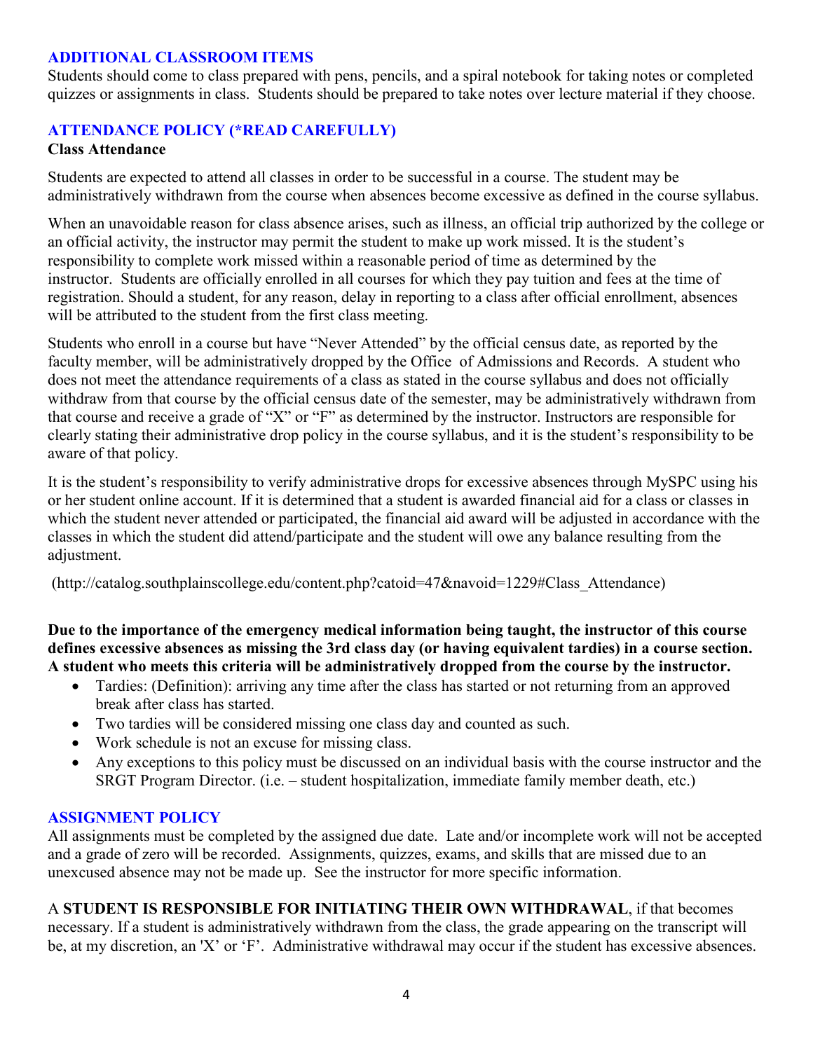## ADDITIONAL CLASSROOM ITEMS

Students should come to class prepared with pens, pencils, and a spiral notebook for taking notes or completed quizzes or assignments in class. Students should be prepared to take notes over lecture material if they choose.

## ATTENDANCE POLICY (*READ CAREFULLY)

**Class Attendance**

Students are expected to attend all classes in order to be successful in a course. The student may be administratively withdrawn from the course when absences become excessive as defined in the course syllabus.

When an unavoidable reason for class absence arises, such as illness, an official trip authorized by the college or an official activity, the instructor may permit the student to make up work missed. It is the student's responsibility to complete work missed within a reasonable period of time as determined by the instructor. Students are officially enrolled in all courses for which they pay tuition and fees at the time of registration. Should a student, for any reason, delay in reporting to a class after official enrollment, absences will be attributed to the student from the first class meeting.

Students who enroll in a course but have "Never Attended" by the official census date, as reported by the faculty member, will be administratively dropped by the Office of Admissions and Records. A student who does not meet the attendance requirements of a class as stated in the course syllabus and does not officially withdraw from that course by the official census date of the semester, may be administratively withdrawn from that course and receive a grade of "X" or "F" as determined by the instructor. Instructors are responsible for clearly stating their administrative drop policy in the course syllabus, and it is the student's responsibility to be aware of that policy.

It is the student's responsibility to verify administrative drops for excessive absences through MySPC using his or her student online account. If it is determined that a student is awarded financial aid for a class or classes in which the student never attended or participated, the financial aid award will be adjusted in accordance with the classes in which the student did attend/participate and the student will owe any balance resulting from the adjustment.

(http://catalog.southplainscollege.edu/content.php?catoid=47&navoid=1229#Class_Attendance)

**Due to the importance of the emergency medical information being taught, the instructor of this course defines excessive absences as missing the 3rd class day (or having equivalent tardies) in a course section. A student who meets this criteria will be administratively dropped from the course by the instructor.**

- Tardies: (Definition): arriving any time after the class has started or not returning from an approved break after class has started.
- Two tardies will be considered missing one class day and counted as such.
- Work schedule is not an excuse for missing class.
- Any exceptions to this policy must be discussed on an individual basis with the course instructor and the SRGT Program Director. (i.e. – student hospitalization, immediate family member death, etc.)

## ASSIGNMENT POLICY

All assignments must be completed by the assigned due date. Late and/or incomplete work will not be accepted and a grade of zero will be recorded. Assignments, quizzes, exams, and skills that are missed due to an unexcused absence may not be made up. See the instructor for more specific information.

A **STUDENT IS RESPONSIBLE FOR INITIATING THEIR OWN WITHDRAWAL**, if that becomes necessary. If a student is administratively withdrawn from the class, the grade appearing on the transcript will be, at my discretion, an 'X' or 'F'. Administrative withdrawal may occur if the student has excessive absences.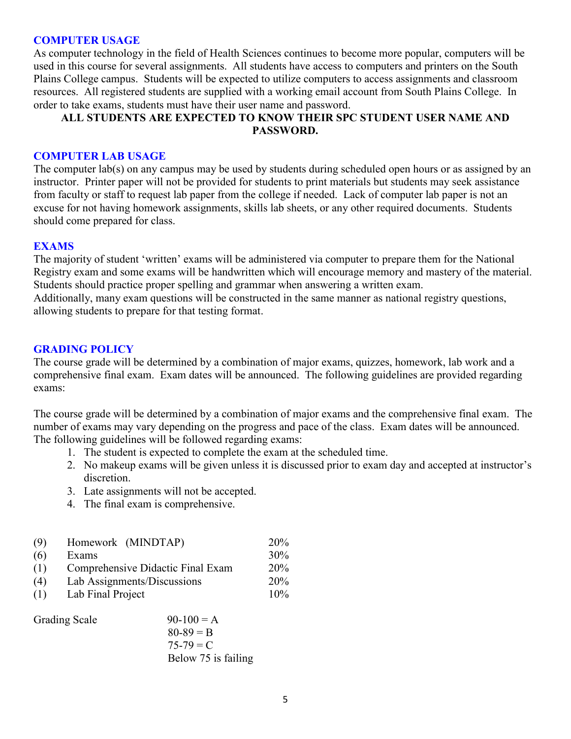## COMPUTER USAGE

As computer technology in the field of Health Sciences continues to become more popular, computers will be used in this course for several assignments. All students have access to computers and printers on the South Plains College campus. Students will be expected to utilize computers to access assignments and classroom resources. All registered students are supplied with a working email account from South Plains College. In order to take exams, students must have their user name and password.

**ALL STUDENTS ARE EXPECTED TO KNOW THEIR SPC STUDENT USER NAME AND PASSWORD.**

## COMPUTER LAB USAGE

The computer lab(s) on any campus may be used by students during scheduled open hours or as assigned by an instructor. Printer paper will not be provided for students to print materials but students may seek assistance from faculty or staff to request lab paper from the college if needed. Lack of computer lab paper is not an excuse for not having homework assignments, skills lab sheets, or any other required documents. Students should come prepared for class.

## EXAMS

The majority of student 'written' exams will be administered via computer to prepare them for the National Registry exam and some exams will be handwritten which will encourage memory and mastery of the material. Students should practice proper spelling and grammar when answering a written exam.

Additionally, many exam questions will be constructed in the same manner as national registry questions, allowing students to prepare for that testing format.

## GRADING POLICY

The course grade will be determined by a combination of major exams, quizzes, homework, lab work and a comprehensive final exam. Exam dates will be announced. The following guidelines are provided regarding exams:

The course grade will be determined by a combination of major exams and the comprehensive final exam. The number of exams may vary depending on the progress and pace of the class. Exam dates will be announced. The following guidelines will be followed regarding exams:

1. The student is expected to complete the exam at the scheduled time.
2. No makeup exams will be given unless it is discussed prior to exam day and accepted at instructor's discretion.
3. Late assignments will not be accepted.
4. The final exam is comprehensive.

| | | |
|---|---|---|
| (9) | Homework (MINDTAP) | 20% |
| (6) | Exams | 30% |
| (1) | Comprehensive Didactic Final Exam | 20% |
| (4) | Lab Assignments/Discussions | 20% |
| (1) | Lab Final Project | 10% |

Grading Scale

- 90-100 = A
- 80-89 = B
- 75-79 = C
- Below 75 is failing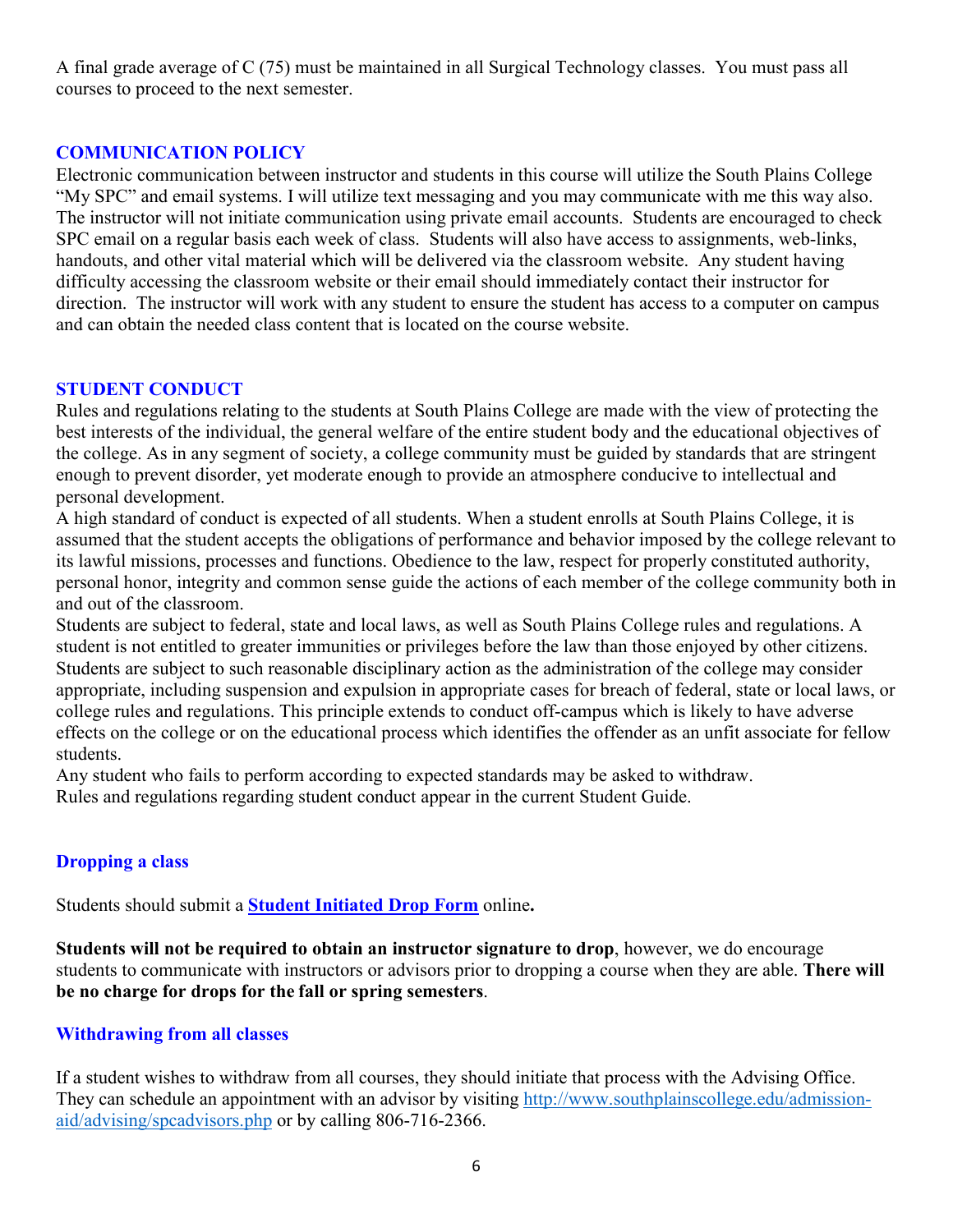A final grade average of C (75) must be maintained in all Surgical Technology classes. You must pass all courses to proceed to the next semester.

## COMMUNICATION POLICY

Electronic communication between instructor and students in this course will utilize the South Plains College "My SPC" and email systems. I will utilize text messaging and you may communicate with me this way also. The instructor will not initiate communication using private email accounts. Students are encouraged to check SPC email on a regular basis each week of class. Students will also have access to assignments, web-links, handouts, and other vital material which will be delivered via the classroom website. Any student having difficulty accessing the classroom website or their email should immediately contact their instructor for direction. The instructor will work with any student to ensure the student has access to a computer on campus and can obtain the needed class content that is located on the course website.

## STUDENT CONDUCT

Rules and regulations relating to the students at South Plains College are made with the view of protecting the best interests of the individual, the general welfare of the entire student body and the educational objectives of the college. As in any segment of society, a college community must be guided by standards that are stringent enough to prevent disorder, yet moderate enough to provide an atmosphere conducive to intellectual and personal development.

A high standard of conduct is expected of all students. When a student enrolls at South Plains College, it is assumed that the student accepts the obligations of performance and behavior imposed by the college relevant to its lawful missions, processes and functions. Obedience to the law, respect for properly constituted authority, personal honor, integrity and common sense guide the actions of each member of the college community both in and out of the classroom.

Students are subject to federal, state and local laws, as well as South Plains College rules and regulations. A student is not entitled to greater immunities or privileges before the law than those enjoyed by other citizens. Students are subject to such reasonable disciplinary action as the administration of the college may consider appropriate, including suspension and expulsion in appropriate cases for breach of federal, state or local laws, or college rules and regulations. This principle extends to conduct off-campus which is likely to have adverse effects on the college or on the educational process which identifies the offender as an unfit associate for fellow students.

Any student who fails to perform according to expected standards may be asked to withdraw.

Rules and regulations regarding student conduct appear in the current Student Guide.

## Dropping a class

Students should submit a **Student Initiated Drop Form** online**.**

**Students will not be required to obtain an instructor signature to drop**, however, we do encourage students to communicate with instructors or advisors prior to dropping a course when they are able. **There will be no charge for drops for the fall or spring semesters**.

## Withdrawing from all classes

If a student wishes to withdraw from all courses, they should initiate that process with the Advising Office. They can schedule an appointment with an advisor by visiting http://www.southplainscollege.edu/admission-aid/advising/spcadvisors.php or by calling 806-716-2366.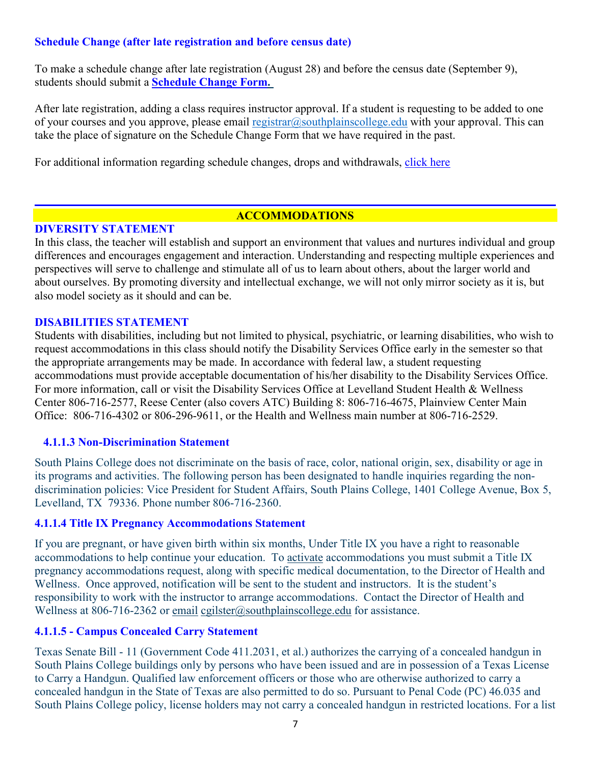### Schedule Change (after late registration and before census date)

To make a schedule change after late registration (August 28) and before the census date (September 9), students should submit a **Schedule Change Form.**

After late registration, adding a class requires instructor approval. If a student is requesting to be added to one of your courses and you approve, please email registrar@southplainscollege.edu with your approval. This can take the place of signature on the Schedule Change Form that we have required in the past.

For additional information regarding schedule changes, drops and withdrawals, click here

## ACCOMMODATIONS

### DIVERSITY STATEMENT

In this class, the teacher will establish and support an environment that values and nurtures individual and group differences and encourages engagement and interaction. Understanding and respecting multiple experiences and perspectives will serve to challenge and stimulate all of us to learn about others, about the larger world and about ourselves. By promoting diversity and intellectual exchange, we will not only mirror society as it is, but also model society as it should and can be.

### DISABILITIES STATEMENT

Students with disabilities, including but not limited to physical, psychiatric, or learning disabilities, who wish to request accommodations in this class should notify the Disability Services Office early in the semester so that the appropriate arrangements may be made. In accordance with federal law, a student requesting accommodations must provide acceptable documentation of his/her disability to the Disability Services Office. For more information, call or visit the Disability Services Office at Levelland Student Health & Wellness Center 806-716-2577, Reese Center (also covers ATC) Building 8: 806-716-4675, Plainview Center Main Office: 806-716-4302 or 806-296-9611, or the Health and Wellness main number at 806-716-2529.

### 4.1.1.3 Non-Discrimination Statement

South Plains College does not discriminate on the basis of race, color, national origin, sex, disability or age in its programs and activities. The following person has been designated to handle inquiries regarding the non-discrimination policies: Vice President for Student Affairs, South Plains College, 1401 College Avenue, Box 5, Levelland, TX 79336. Phone number 806-716-2360.

### 4.1.1.4 Title IX Pregnancy Accommodations Statement

If you are pregnant, or have given birth within six months, Under Title IX you have a right to reasonable accommodations to help continue your education. To activate accommodations you must submit a Title IX pregnancy accommodations request, along with specific medical documentation, to the Director of Health and Wellness. Once approved, notification will be sent to the student and instructors. It is the student's responsibility to work with the instructor to arrange accommodations. Contact the Director of Health and Wellness at 806-716-2362 or email cgilster@southplainscollege.edu for assistance.

### 4.1.1.5 - Campus Concealed Carry Statement

Texas Senate Bill - 11 (Government Code 411.2031, et al.) authorizes the carrying of a concealed handgun in South Plains College buildings only by persons who have been issued and are in possession of a Texas License to Carry a Handgun. Qualified law enforcement officers or those who are otherwise authorized to carry a concealed handgun in the State of Texas are also permitted to do so. Pursuant to Penal Code (PC) 46.035 and South Plains College policy, license holders may not carry a concealed handgun in restricted locations. For a list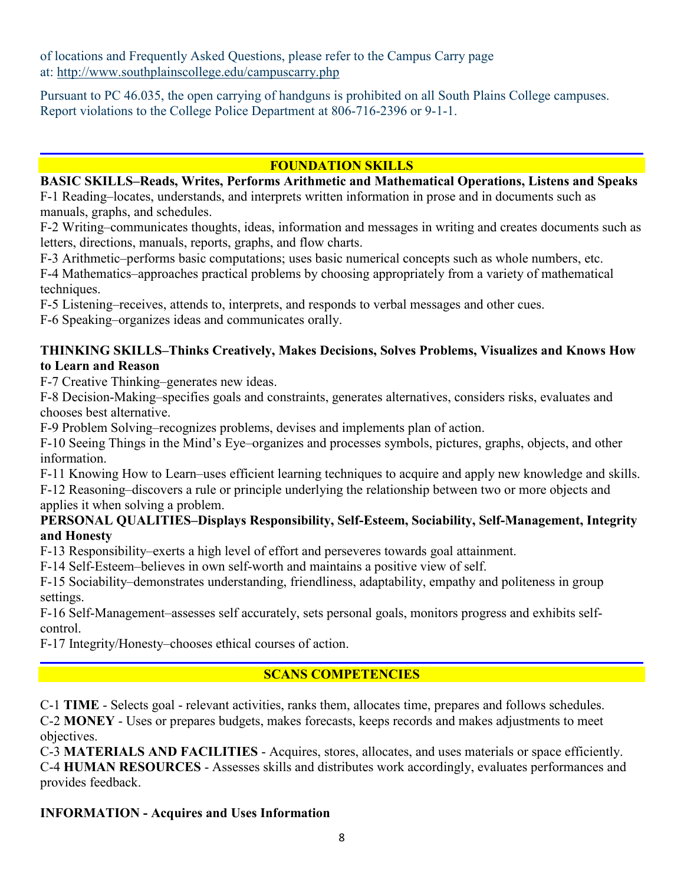of locations and Frequently Asked Questions, please refer to the Campus Carry page at: http://www.southplainscollege.edu/campuscarry.php

Pursuant to PC 46.035, the open carrying of handguns is prohibited on all South Plains College campuses. Report violations to the College Police Department at 806-716-2396 or 9-1-1.

## FOUNDATION SKILLS

**BASIC SKILLS–Reads, Writes, Performs Arithmetic and Mathematical Operations, Listens and Speaks**

F-1 Reading–locates, understands, and interprets written information in prose and in documents such as manuals, graphs, and schedules.

F-2 Writing–communicates thoughts, ideas, information and messages in writing and creates documents such as letters, directions, manuals, reports, graphs, and flow charts.

F-3 Arithmetic–performs basic computations; uses basic numerical concepts such as whole numbers, etc.

F-4 Mathematics–approaches practical problems by choosing appropriately from a variety of mathematical techniques.

F-5 Listening–receives, attends to, interprets, and responds to verbal messages and other cues.

F-6 Speaking–organizes ideas and communicates orally.

**THINKING SKILLS–Thinks Creatively, Makes Decisions, Solves Problems, Visualizes and Knows How to Learn and Reason**

F-7 Creative Thinking–generates new ideas.

F-8 Decision-Making–specifies goals and constraints, generates alternatives, considers risks, evaluates and chooses best alternative.

F-9 Problem Solving–recognizes problems, devises and implements plan of action.

F-10 Seeing Things in the Mind's Eye–organizes and processes symbols, pictures, graphs, objects, and other information.

F-11 Knowing How to Learn–uses efficient learning techniques to acquire and apply new knowledge and skills.

F-12 Reasoning–discovers a rule or principle underlying the relationship between two or more objects and applies it when solving a problem.

**PERSONAL QUALITIES–Displays Responsibility, Self-Esteem, Sociability, Self-Management, Integrity and Honesty**

F-13 Responsibility–exerts a high level of effort and perseveres towards goal attainment.

F-14 Self-Esteem–believes in own self-worth and maintains a positive view of self.

F-15 Sociability–demonstrates understanding, friendliness, adaptability, empathy and politeness in group settings.

F-16 Self-Management–assesses self accurately, sets personal goals, monitors progress and exhibits self-control.

F-17 Integrity/Honesty–chooses ethical courses of action.

## SCANS COMPETENCIES

C-1 **TIME** - Selects goal - relevant activities, ranks them, allocates time, prepares and follows schedules.

C-2 **MONEY** - Uses or prepares budgets, makes forecasts, keeps records and makes adjustments to meet objectives.

C-3 **MATERIALS AND FACILITIES** - Acquires, stores, allocates, and uses materials or space efficiently.

C-4 **HUMAN RESOURCES** - Assesses skills and distributes work accordingly, evaluates performances and provides feedback.

**INFORMATION - Acquires and Uses Information**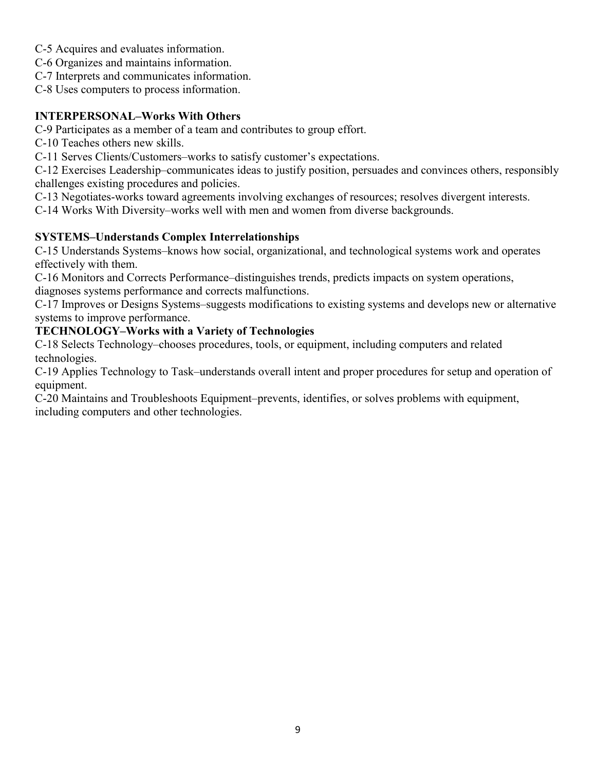C-5 Acquires and evaluates information.
C-6 Organizes and maintains information.
C-7 Interprets and communicates information.
C-8 Uses computers to process information.

**INTERPERSONAL–Works With Others**

C-9 Participates as a member of a team and contributes to group effort.
C-10 Teaches others new skills.
C-11 Serves Clients/Customers–works to satisfy customer's expectations.
C-12 Exercises Leadership–communicates ideas to justify position, persuades and convinces others, responsibly challenges existing procedures and policies.
C-13 Negotiates-works toward agreements involving exchanges of resources; resolves divergent interests.
C-14 Works With Diversity–works well with men and women from diverse backgrounds.

**SYSTEMS–Understands Complex Interrelationships**

C-15 Understands Systems–knows how social, organizational, and technological systems work and operates effectively with them.
C-16 Monitors and Corrects Performance–distinguishes trends, predicts impacts on system operations, diagnoses systems performance and corrects malfunctions.
C-17 Improves or Designs Systems–suggests modifications to existing systems and develops new or alternative systems to improve performance.

**TECHNOLOGY–Works with a Variety of Technologies**

C-18 Selects Technology–chooses procedures, tools, or equipment, including computers and related technologies.
C-19 Applies Technology to Task–understands overall intent and proper procedures for setup and operation of equipment.
C-20 Maintains and Troubleshoots Equipment–prevents, identifies, or solves problems with equipment, including computers and other technologies.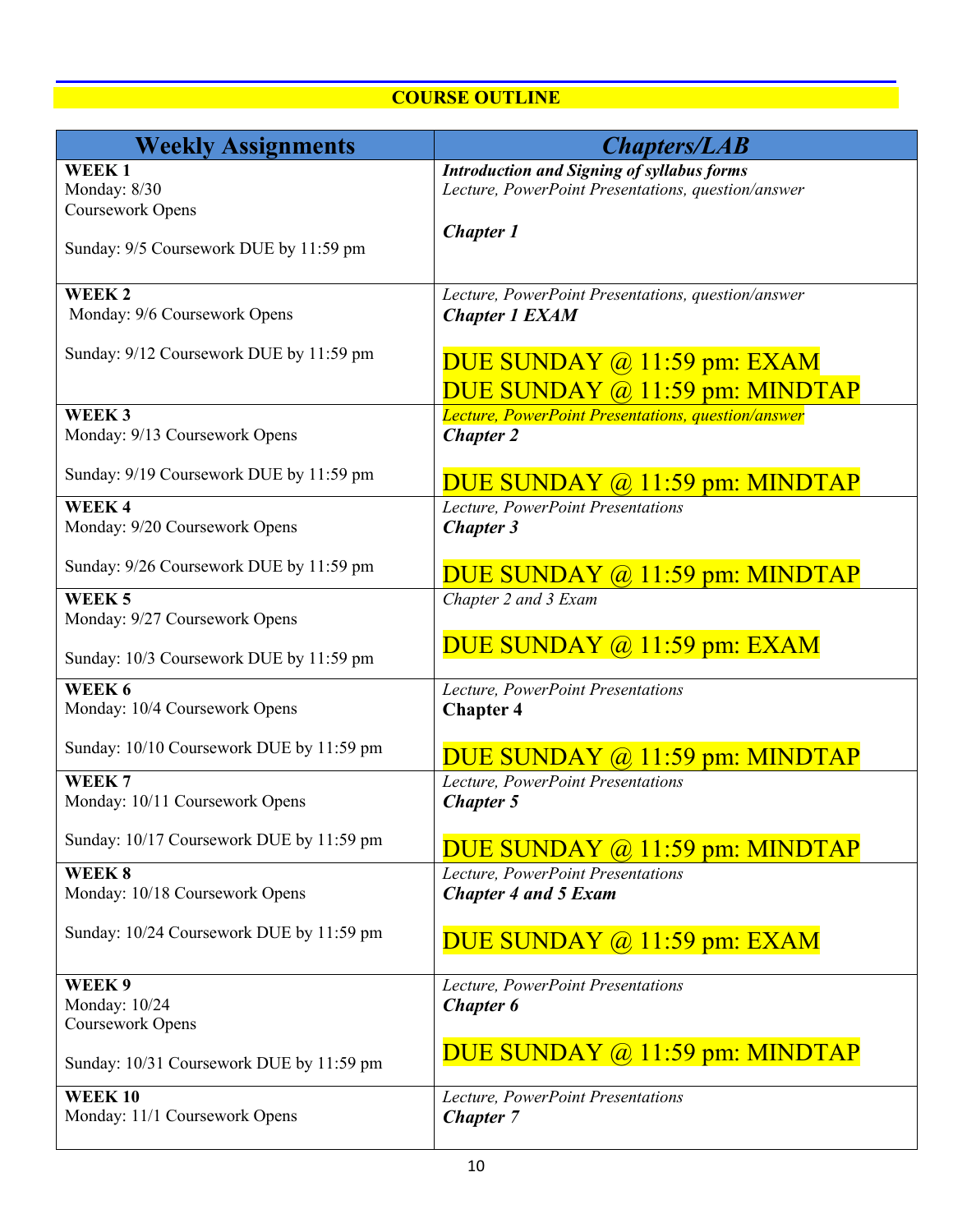**COURSE OUTLINE**

| Weekly Assignments | Chapters/LAB |
|---|---|
| **WEEK 1**<br>Monday: 8/30<br>Coursework Opens<br><br>Sunday: 9/5 Coursework DUE by 11:59 pm | ***Introduction and Signing of syllabus forms***<br>*Lecture, PowerPoint Presentations, question/answer*<br><br>***Chapter 1*** |
| **WEEK 2**<br>Monday: 9/6 Coursework Opens<br><br>Sunday: 9/12 Coursework DUE by 11:59 pm | *Lecture, PowerPoint Presentations, question/answer*<br>***Chapter 1 EXAM***<br><br>DUE SUNDAY @ 11:59 pm: EXAM<br>DUE SUNDAY @ 11:59 pm: MINDTAP |
| **WEEK 3**<br>Monday: 9/13 Coursework Opens<br><br>Sunday: 9/19 Coursework DUE by 11:59 pm | *Lecture, PowerPoint Presentations, question/answer*<br>***Chapter 2***<br><br>DUE SUNDAY @ 11:59 pm: MINDTAP |
| **WEEK 4**<br>Monday: 9/20 Coursework Opens<br><br>Sunday: 9/26 Coursework DUE by 11:59 pm | *Lecture, PowerPoint Presentations*<br>***Chapter 3***<br><br>DUE SUNDAY @ 11:59 pm: MINDTAP |
| **WEEK 5**<br>Monday: 9/27 Coursework Opens<br><br>Sunday: 10/3 Coursework DUE by 11:59 pm | *Chapter 2 and 3 Exam*<br><br>DUE SUNDAY @ 11:59 pm: EXAM |
| **WEEK 6**<br>Monday: 10/4 Coursework Opens<br><br>Sunday: 10/10 Coursework DUE by 11:59 pm | *Lecture, PowerPoint Presentations*<br>**Chapter 4**<br><br>DUE SUNDAY @ 11:59 pm: MINDTAP |
| **WEEK 7**<br>Monday: 10/11 Coursework Opens<br><br>Sunday: 10/17 Coursework DUE by 11:59 pm | *Lecture, PowerPoint Presentations*<br>***Chapter 5***<br><br>DUE SUNDAY @ 11:59 pm: MINDTAP |
| **WEEK 8**<br>Monday: 10/18 Coursework Opens<br><br>Sunday: 10/24 Coursework DUE by 11:59 pm | *Lecture, PowerPoint Presentations*<br>***Chapter 4 and 5 Exam***<br><br>DUE SUNDAY @ 11:59 pm: EXAM |
| **WEEK 9**<br>Monday: 10/24<br>Coursework Opens<br><br>Sunday: 10/31 Coursework DUE by 11:59 pm | *Lecture, PowerPoint Presentations*<br>***Chapter 6***<br><br>DUE SUNDAY @ 11:59 pm: MINDTAP |
| **WEEK 10**<br>Monday: 11/1 Coursework Opens | *Lecture, PowerPoint Presentations*<br>***Chapter 7*** |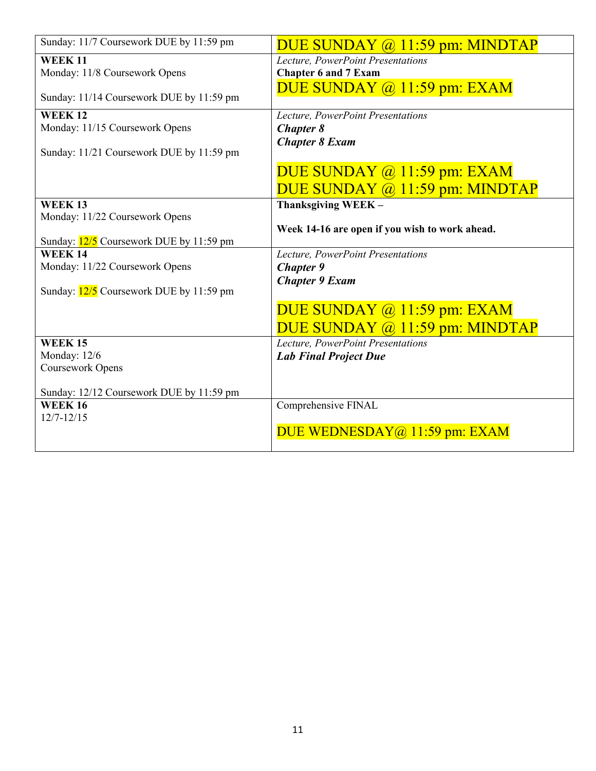| | |
|---|---|
| Sunday: 11/7 Coursework DUE by 11:59 pm | DUE SUNDAY @ 11:59 pm: MINDTAP |
| **WEEK 11**<br>Monday: 11/8 Coursework Opens<br><br>Sunday: 11/14 Coursework DUE by 11:59 pm | *Lecture, PowerPoint Presentations*<br>**Chapter 6 and 7 Exam**<br>DUE SUNDAY @ 11:59 pm: EXAM |
| **WEEK 12**<br>Monday: 11/15 Coursework Opens<br><br>Sunday: 11/21 Coursework DUE by 11:59 pm | *Lecture, PowerPoint Presentations*<br>***Chapter 8***<br>***Chapter 8 Exam***<br><br>DUE SUNDAY @ 11:59 pm: EXAM<br>DUE SUNDAY @ 11:59 pm: MINDTAP |
| **WEEK 13**<br>Monday: 11/22 Coursework Opens<br><br>Sunday: 12/5 Coursework DUE by 11:59 pm | **Thanksgiving WEEK –**<br><br>**Week 14-16 are open if you wish to work ahead.** |
| **WEEK 14**<br>Monday: 11/22 Coursework Opens<br><br>Sunday: 12/5 Coursework DUE by 11:59 pm | *Lecture, PowerPoint Presentations*<br>***Chapter 9***<br>***Chapter 9 Exam***<br><br>DUE SUNDAY @ 11:59 pm: EXAM<br>DUE SUNDAY @ 11:59 pm: MINDTAP |
| **WEEK 15**<br>Monday: 12/6<br>Coursework Opens<br><br>Sunday: 12/12 Coursework DUE by 11:59 pm | *Lecture, PowerPoint Presentations*<br>***Lab Final Project Due*** |
| **WEEK 16**<br>12/7-12/15 | Comprehensive FINAL<br><br>DUE WEDNESDAY@ 11:59 pm: EXAM |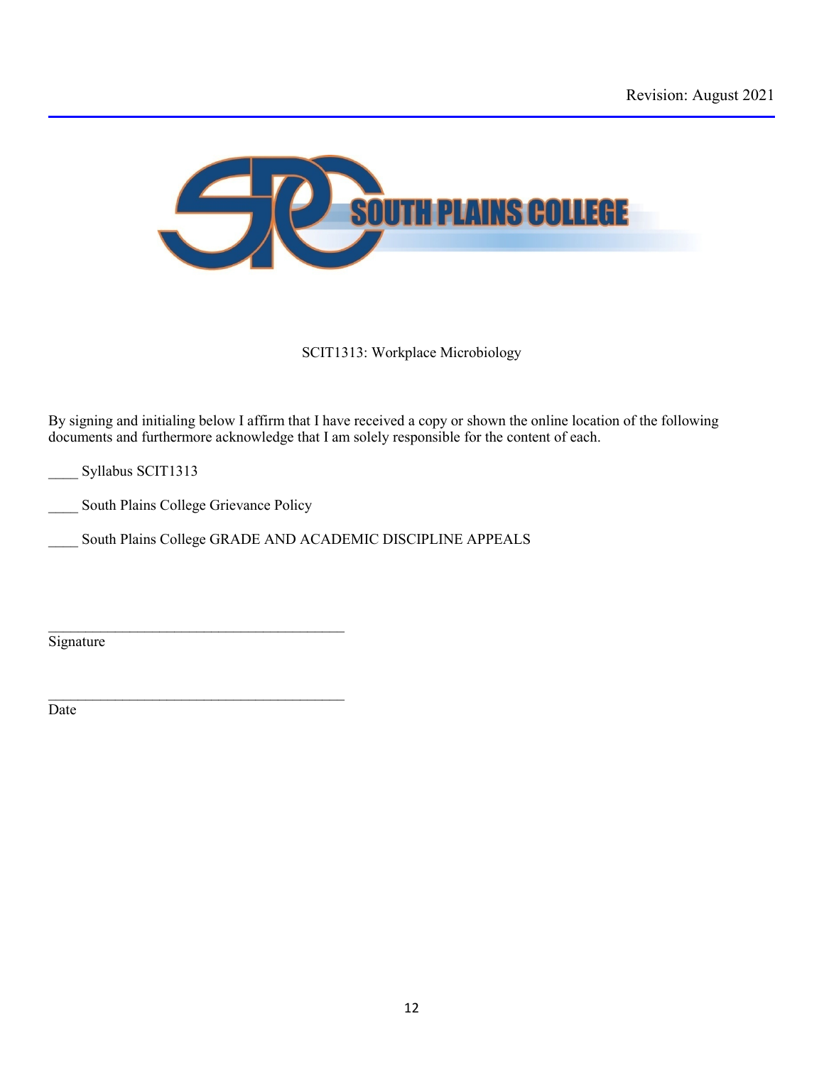Revision: August 2021

SOUTH PLAINS COLLEGE

SCIT1313: Workplace Microbiology

By signing and initialing below I affirm that I have received a copy or shown the online location of the following documents and furthermore acknowledge that I am solely responsible for the content of each.

____ Syllabus SCIT1313

____ South Plains College Grievance Policy

____ South Plains College GRADE AND ACADEMIC DISCIPLINE APPEALS

________________________________________
Signature

________________________________________
Date